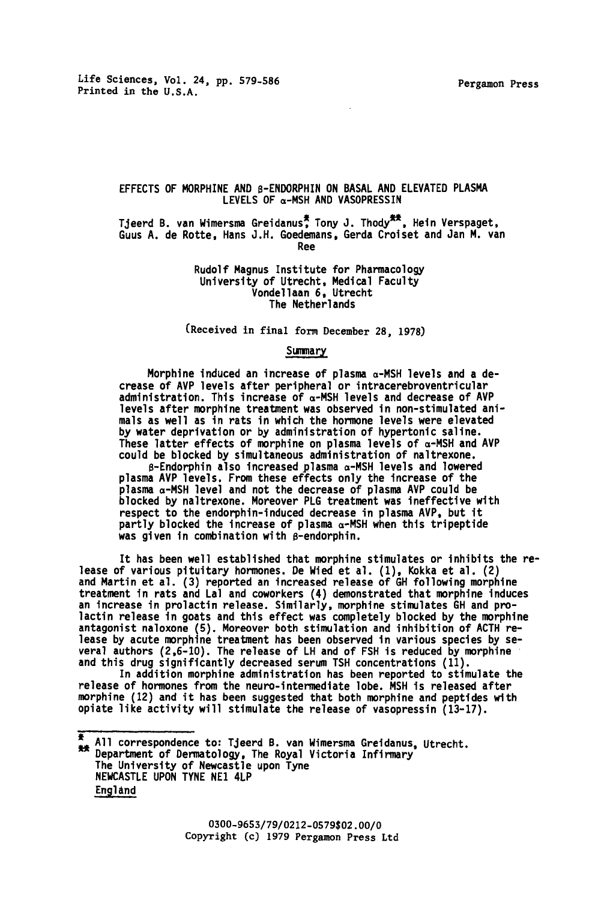# EFFECTS OF MORPHINE AND β-ENDORPHIN ON BASAL AND ELEVATED PLASMA LEVELS OF α-MSH AND VASOPRESSIN

Tjeerd B. van Wimersma Greidanus*, Tony J. Thody**, Hein Verspaget, Guus A. de Rotte, Hans J.H. Goedemans, Gerda Croiset and Jan M. van Ree

Rudolf Magnus Institute for Pharmacology
University of Utrecht, Medical Faculty
Vondellaan 6, Utrecht
The Netherlands

(Received in final form December 28, 1978)

## Summary

Morphine induced an increase of plasma α-MSH levels and a decrease of AVP levels after peripheral or intracerebroventricular administration. This increase of α-MSH levels and decrease of AVP levels after morphine treatment was observed in non-stimulated animals as well as in rats in which the hormone levels were elevated by water deprivation or by administration of hypertonic saline. These latter effects of morphine on plasma levels of α-MSH and AVP could be blocked by simultaneous administration of naltrexone.

β-Endorphin also increased plasma α-MSH levels and lowered plasma AVP levels. From these effects only the increase of the plasma α-MSH level and not the decrease of plasma AVP could be blocked by naltrexone. Moreover PLG treatment was ineffective with respect to the endorphin-induced decrease in plasma AVP, but it partly blocked the increase of plasma α-MSH when this tripeptide was given in combination with β-endorphin.

It has been well established that morphine stimulates or inhibits the release of various pituitary hormones. De Wied et al. (1), Kokka et al. (2) and Martin et al. (3) reported an increased release of GH following morphine treatment in rats and Lal and coworkers (4) demonstrated that morphine induces an increase in prolactin release. Similarly, morphine stimulates GH and prolactin release in goats and this effect was completely blocked by the morphine antagonist naloxone (5). Moreover both stimulation and inhibition of ACTH release by acute morphine treatment has been observed in various species by several authors (2,6-10). The release of LH and of FSH is reduced by morphine and this drug significantly decreased serum TSH concentrations (11).

In addition morphine administration has been reported to stimulate the release of hormones from the neuro-intermediate lobe. MSH is released after morphine (12) and it has been suggested that both morphine and peptides with opiate like activity will stimulate the release of vasopressin (13-17).

---

\* All correspondence to: Tjeerd B. van Wimersma Greidanus, Utrecht.
\*\* Department of Dermatology, The Royal Victoria Infirmary
The University of Newcastle upon Tyne
NEWCASTLE UPON TYNE NE1 4LP
England

0300-9653/79/0212-0579$02.00/0
Copyright (c) 1979 Pergamon Press Ltd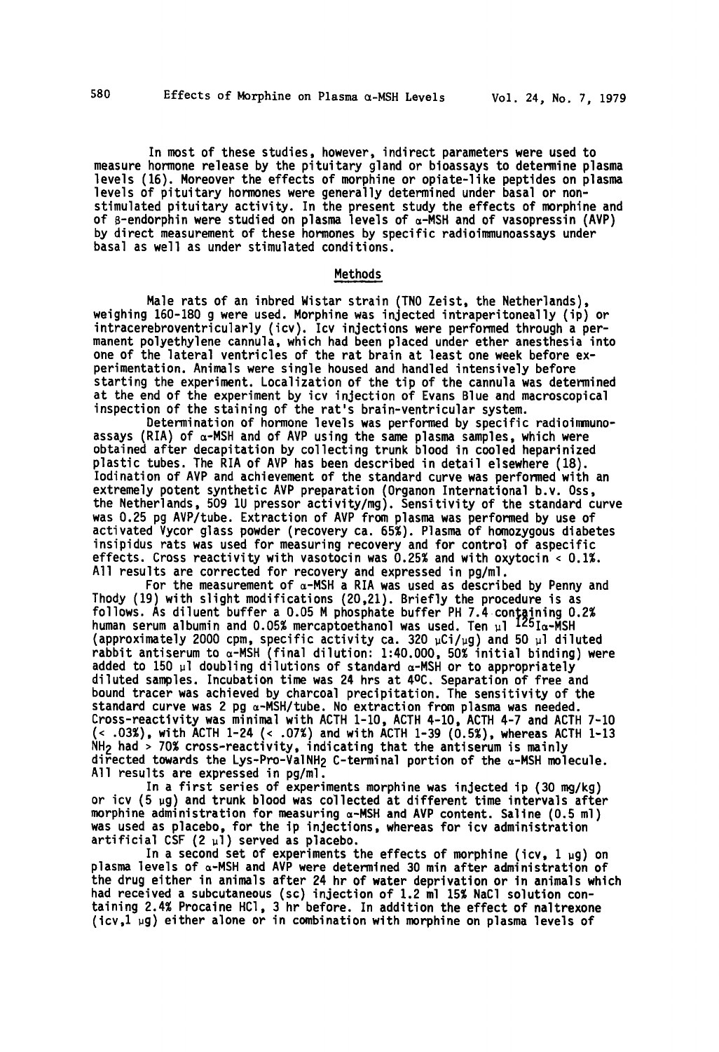In most of these studies, however, indirect parameters were used to measure hormone release by the pituitary gland or bioassays to determine plasma levels (16). Moreover the effects of morphine or opiate-like peptides on plasma levels of pituitary hormones were generally determined under basal or non-stimulated pituitary activity. In the present study the effects of morphine and of β-endorphin were studied on plasma levels of α-MSH and of vasopressin (AVP) by direct measurement of these hormones by specific radioimmunoassays under basal as well as under stimulated conditions.

## Methods

Male rats of an inbred Wistar strain (TNO Zeist, the Netherlands), weighing 160-180 g were used. Morphine was injected intraperitoneally (ip) or intracerebroventricularly (icv). Icv injections were performed through a permanent polyethylene cannula, which had been placed under ether anesthesia into one of the lateral ventricles of the rat brain at least one week before experimentation. Animals were single housed and handled intensively before starting the experiment. Localization of the tip of the cannula was determined at the end of the experiment by icv injection of Evans Blue and macroscopical inspection of the staining of the rat's brain-ventricular system.

Determination of hormone levels was performed by specific radioimmunoassays (RIA) of α-MSH and of AVP using the same plasma samples, which were obtained after decapitation by collecting trunk blood in cooled heparinized plastic tubes. The RIA of AVP has been described in detail elsewhere (18). Iodination of AVP and achievement of the standard curve was performed with an extremely potent synthetic AVP preparation (Organon International b.v. Oss, the Netherlands, 509 IU pressor activity/mg). Sensitivity of the standard curve was 0.25 pg AVP/tube. Extraction of AVP from plasma was performed by use of activated Vycor glass powder (recovery ca. 65%). Plasma of homozygous diabetes insipidus rats was used for measuring recovery and for control of aspecific effects. Cross reactivity with vasotocin was 0.25% and with oxytocin < 0.1%. All results are corrected for recovery and expressed in pg/ml.

For the measurement of α-MSH a RIA was used as described by Penny and Thody (19) with slight modifications (20,21). Briefly the procedure is as follows. As diluent buffer a 0.05 M phosphate buffer PH 7.4 containing 0.2% human serum albumin and 0.05% mercaptoethanol was used. Ten μl $^{125}$Iα-MSH (approximately 2000 cpm, specific activity ca. 320 μCi/μg) and 50 μl diluted rabbit antiserum to α-MSH (final dilution: 1:40.000, 50% initial binding) were added to 150 μl doubling dilutions of standard α-MSH or to appropriately diluted samples. Incubation time was 24 hrs at 4°C. Separation of free and bound tracer was achieved by charcoal precipitation. The sensitivity of the standard curve was 2 pg α-MSH/tube. No extraction from plasma was needed. Cross-reactivity was minimal with ACTH 1-10, ACTH 4-10, ACTH 4-7 and ACTH 7-10 (< .03%), with ACTH 1-24 (< .07%) and with ACTH 1-39 (0.5%), whereas ACTH 1-13 $NH_2$ had > 70% cross-reactivity, indicating that the antiserum is mainly directed towards the Lys-Pro-Val$NH_2$ C-terminal portion of the α-MSH molecule. All results are expressed in pg/ml.

In a first series of experiments morphine was injected ip (30 mg/kg) or icv (5 μg) and trunk blood was collected at different time intervals after morphine administration for measuring α-MSH and AVP content. Saline (0.5 ml) was used as placebo, for the ip injections, whereas for icv administration artificial CSF (2 μl) served as placebo.

In a second set of experiments the effects of morphine (icv, 1 μg) on plasma levels of α-MSH and AVP were determined 30 min after administration of the drug either in animals after 24 hr of water deprivation or in animals which had received a subcutaneous (sc) injection of 1.2 ml 15% NaCl solution containing 2.4% Procaine HCl, 3 hr before. In addition the effect of naltrexone (icv,1 μg) either alone or in combination with morphine on plasma levels of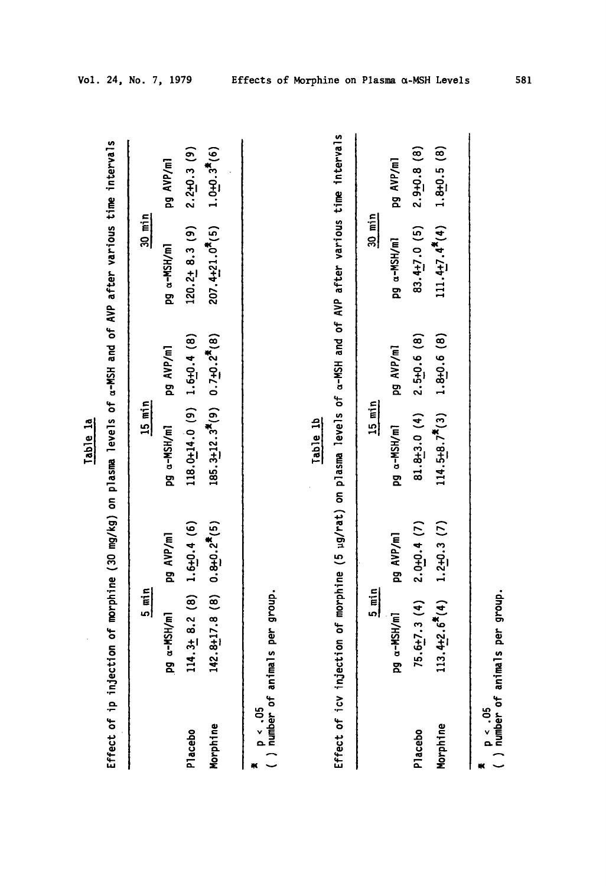Table 1a

Effect of ip injection of morphine (30 mg/kg) on plasma levels of α-MSH and of AVP after various time intervals

| | 5 min | | 15 min | | 30 min | |
|---|---|---|---|---|---|---|
| | pg α-MSH/ml | pg AVP/ml | pg α-MSH/ml | pg AVP/ml | pg α-MSH/ml | pg AVP/ml |
| Placebo | 114.3 ± 8.2 (8) | 1.6 ± 0.4 (6) | 118.0 ± 14.0 (9) | 1.6 ± 0.4 (8) | 120.2 ± 8.3 (9) | 2.2 ± 0.3 (9) |
| Morphine | 142.8 ± 17.8 (8) | 0.8 ± 0.2* (5) | 185.3 ± 12.3* (9) | 0.7 ± 0.2* (8) | 207.4 ± 21.0* (5) | 1.0 ± 0.3* (6) |

\* $p < .05$
( ) number of animals per group.

Table 1b

Effect of icv injection of morphine (5 μg/rat) on plasma levels of α-MSH and of AVP after various time intervals

| | 5 min | | 15 min | | 30 min | |
|---|---|---|---|---|---|---|
| | pg α-MSH/ml | pg AVP/ml | pg α-MSH/ml | pg AVP/ml | pg α-MSH/ml | pg AVP/ml |
| Placebo | 75.6 ± 7.3 (4) | 2.0 ± 0.4 (7) | 81.8 ± 3.0 (4) | 2.5 ± 0.6 (8) | 83.4 ± 7.0 (5) | 2.9 ± 0.8 (8) |
| Morphine | 113.4 ± 2.6* (4) | 1.2 ± 0.3 (7) | 114.5 ± 8.7* (3) | 1.8 ± 0.6 (8) | 111.4 ± 7.4* (4) | 1.8 ± 0.5 (8) |

\* $p < .05$
( ) number of animals per group.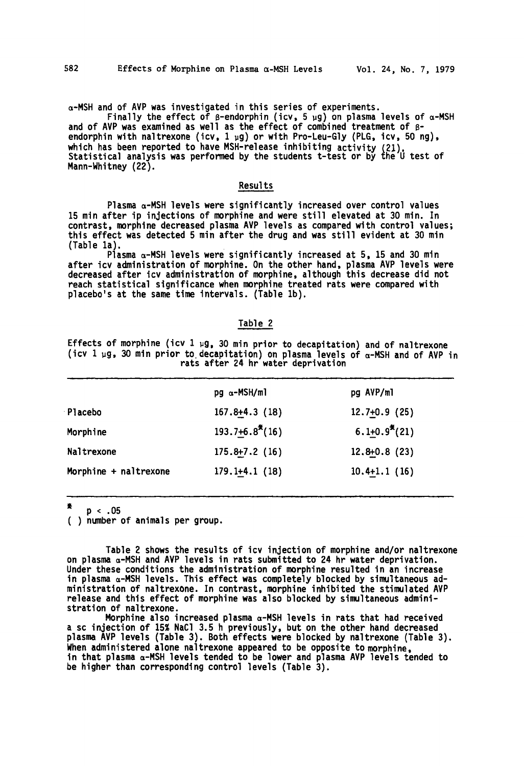α-MSH and of AVP was investigated in this series of experiments.

Finally the effect of β-endorphin (icv, 5 μg) on plasma levels of α-MSH and of AVP was examined as well as the effect of combined treatment of β-endorphin with naltrexone (icv, 1 μg) or with Pro-Leu-Gly (PLG, icv, 50 ng), which has been reported to have MSH-release inhibiting activity (21). Statistical analysis was performed by the students t-test or by the U test of Mann-Whitney (22).

## Results

Plasma α-MSH levels were significantly increased over control values 15 min after ip injections of morphine and were still elevated at 30 min. In contrast, morphine decreased plasma AVP levels as compared with control values; this effect was detected 5 min after the drug and was still evident at 30 min (Table 1a).

Plasma α-MSH levels were significantly increased at 5, 15 and 30 min after icv administration of morphine. On the other hand, plasma AVP levels were decreased after icv administration of morphine, although this decrease did not reach statistical significance when morphine treated rats were compared with placebo's at the same time intervals. (Table 1b).

Table 2

Effects of morphine (icv 1 μg, 30 min prior to decapitation) and of naltrexone (icv 1 μg, 30 min prior to decapitation) on plasma levels of α-MSH and of AVP in rats after 24 hr water deprivation

| | pg α-MSH/ml | pg AVP/ml |
|---|---|---|
| Placebo | 167.8±4.3 (18) | 12.7±0.9 (25) |
| Morphine | 193.7±6.8* (16) | 6.1±0.9* (21) |
| Naltrexone | 175.8±7.2 (16) | 12.8±0.8 (23) |
| Morphine + naltrexone | 179.1±4.1 (18) | 10.4±1.1 (16) |

* $p < .05$

( ) number of animals per group.

Table 2 shows the results of icv injection of morphine and/or naltrexone on plasma α-MSH and AVP levels in rats submitted to 24 hr water deprivation. Under these conditions the administration of morphine resulted in an increase in plasma α-MSH levels. This effect was completely blocked by simultaneous administration of naltrexone. In contrast, morphine inhibited the stimulated AVP release and this effect of morphine was also blocked by simultaneous administration of naltrexone.

Morphine also increased plasma α-MSH levels in rats that had received a sc injection of 15% NaCl 3.5 h previously, but on the other hand decreased plasma AVP levels (Table 3). Both effects were blocked by naltrexone (Table 3). When administered alone naltrexone appeared to be opposite to morphine, in that plasma α-MSH levels tended to be lower and plasma AVP levels tended to be higher than corresponding control levels (Table 3).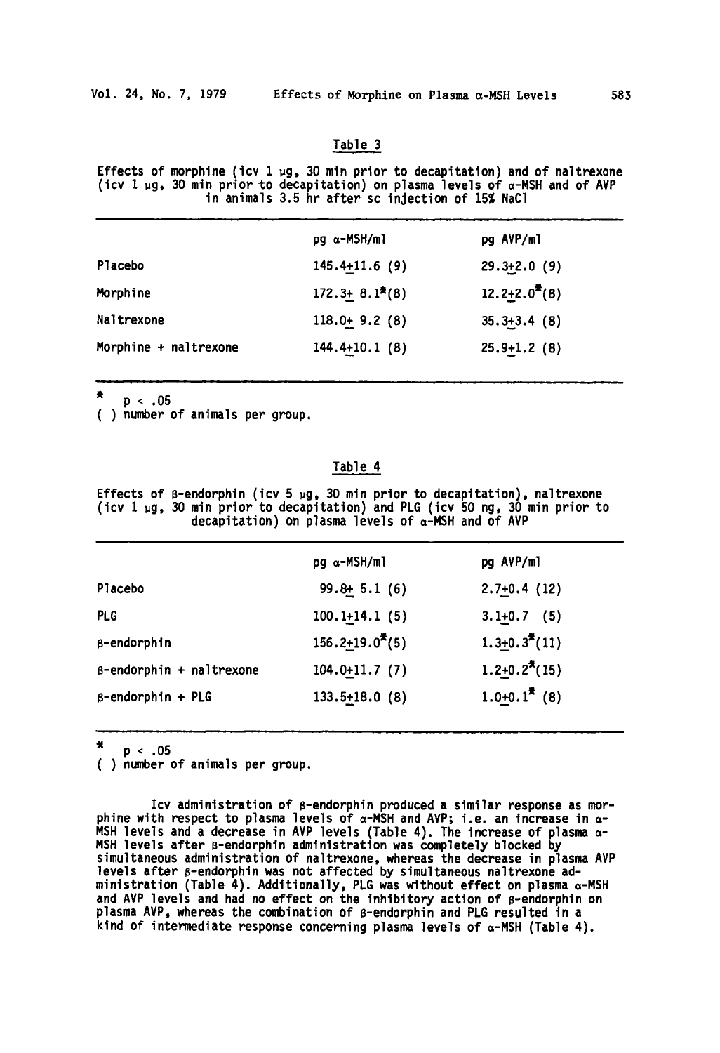Table 3

Effects of morphine (icv 1 μg, 30 min prior to decapitation) and of naltrexone (icv 1 μg, 30 min prior to decapitation) on plasma levels of α-MSH and of AVP in animals 3.5 hr after sc injection of 15% NaCl

| | pg α-MSH/ml | pg AVP/ml |
|---|---|---|
| Placebo | 145.4±11.6 (9) | 29.3±2.0 (9) |
| Morphine | 172.3± 8.1*(8) | 12.2±2.0*(8) |
| Naltrexone | 118.0± 9.2 (8) | 35.3±3.4 (8) |
| Morphine + naltrexone | 144.4±10.1 (8) | 25.9±1.2 (8) |

* $p < .05$
( ) number of animals per group.

Table 4

Effects of β-endorphin (icv 5 μg, 30 min prior to decapitation), naltrexone (icv 1 μg, 30 min prior to decapitation) and PLG (icv 50 ng, 30 min prior to decapitation) on plasma levels of α-MSH and of AVP

| | pg α-MSH/ml | pg AVP/ml |
|---|---|---|
| Placebo | 99.8± 5.1 (6) | 2.7±0.4 (12) |
| PLG | 100.1±14.1 (5) | 3.1±0.7 (5) |
| β-endorphin | 156.2±19.0*(5) | 1.3±0.3*(11) |
| β-endorphin + naltrexone | 104.0±11.7 (7) | 1.2±0.2*(15) |
| β-endorphin + PLG | 133.5±18.0 (8) | 1.0±0.1* (8) |

* $p < .05$
( ) number of animals per group.

Icv administration of β-endorphin produced a similar response as morphine with respect to plasma levels of α-MSH and AVP; i.e. an increase in α-MSH levels and a decrease in AVP levels (Table 4). The increase of plasma α-MSH levels after β-endorphin administration was completely blocked by simultaneous administration of naltrexone, whereas the decrease in plasma AVP levels after β-endorphin was not affected by simultaneous naltrexone administration (Table 4). Additionally, PLG was without effect on plasma α-MSH and AVP levels and had no effect on the inhibitory action of β-endorphin on plasma AVP, whereas the combination of β-endorphin and PLG resulted in a kind of intermediate response concerning plasma levels of α-MSH (Table 4).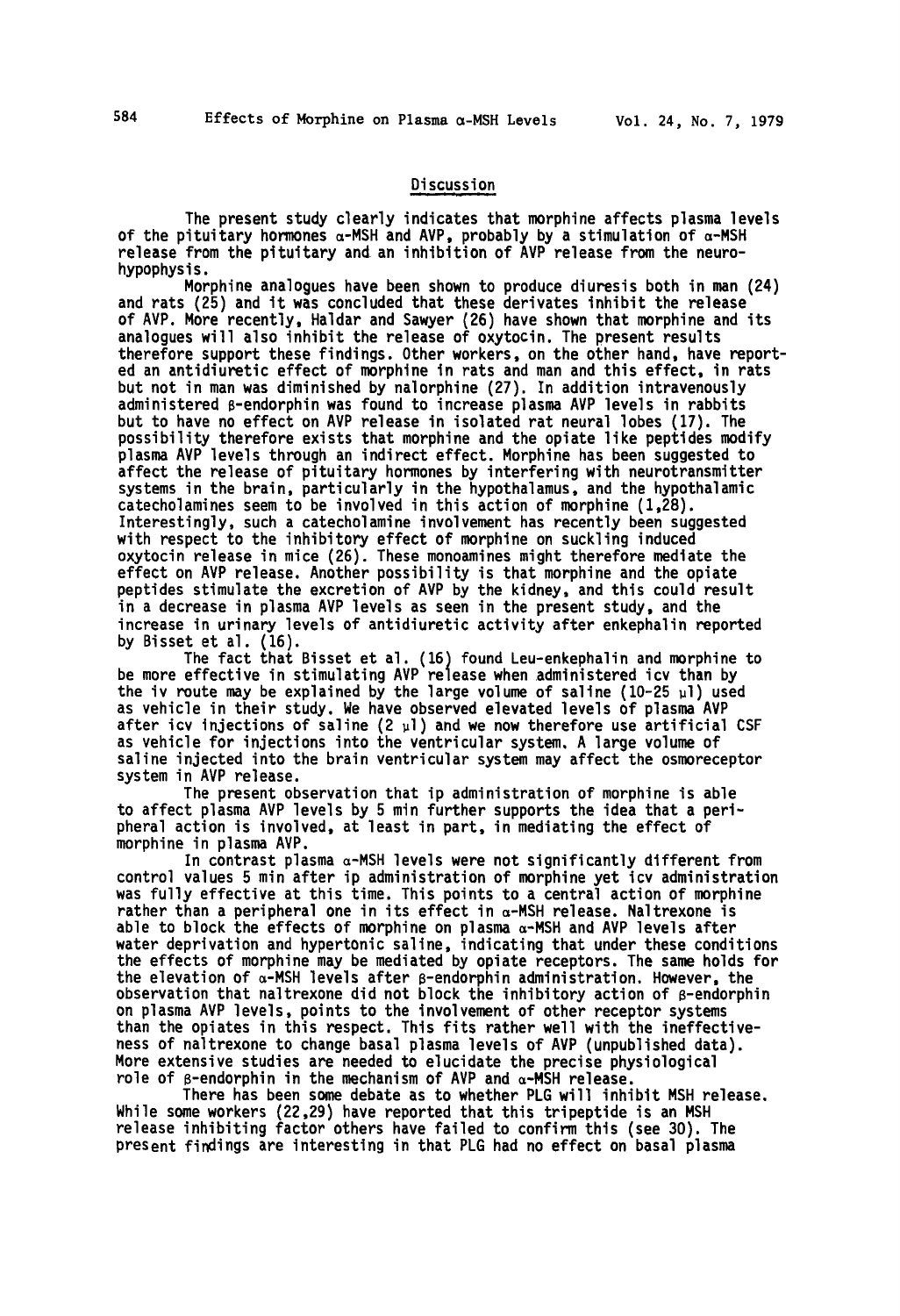## Discussion

The present study clearly indicates that morphine affects plasma levels of the pituitary hormones α-MSH and AVP, probably by a stimulation of α-MSH release from the pituitary and an inhibition of AVP release from the neurohypophysis.

Morphine analogues have been shown to produce diuresis both in man (24) and rats (25) and it was concluded that these derivates inhibit the release of AVP. More recently, Haldar and Sawyer (26) have shown that morphine and its analogues will also inhibit the release of oxytocin. The present results therefore support these findings. Other workers, on the other hand, have reported an antidiuretic effect of morphine in rats and man and this effect, in rats but not in man was diminished by nalorphine (27). In addition intravenously administered β-endorphin was found to increase plasma AVP levels in rabbits but to have no effect on AVP release in isolated rat neural lobes (17). The possibility therefore exists that morphine and the opiate like peptides modify plasma AVP levels through an indirect effect. Morphine has been suggested to affect the release of pituitary hormones by interfering with neurotransmitter systems in the brain, particularly in the hypothalamus, and the hypothalamic catecholamines seem to be involved in this action of morphine (1,28). Interestingly, such a catecholamine involvement has recently been suggested with respect to the inhibitory effect of morphine on suckling induced oxytocin release in mice (26). These monoamines might therefore mediate the effect on AVP release. Another possibility is that morphine and the opiate peptides stimulate the excretion of AVP by the kidney, and this could result in a decrease in plasma AVP levels as seen in the present study, and the increase in urinary levels of antidiuretic activity after enkephalin reported by Bisset et al. (16).

The fact that Bisset et al. (16) found Leu-enkephalin and morphine to be more effective in stimulating AVP release when administered icv than by the iv route may be explained by the large volume of saline (10-25 µl) used as vehicle in their study. We have observed elevated levels of plasma AVP after icv injections of saline (2 µl) and we now therefore use artificial CSF as vehicle for injections into the ventricular system. A large volume of saline injected into the brain ventricular system may affect the osmoreceptor system in AVP release.

The present observation that ip administration of morphine is able to affect plasma AVP levels by 5 min further supports the idea that a peripheral action is involved, at least in part, in mediating the effect of morphine in plasma AVP.

In contrast plasma α-MSH levels were not significantly different from control values 5 min after ip administration of morphine yet icv administration was fully effective at this time. This points to a central action of morphine rather than a peripheral one in its effect in α-MSH release. Naltrexone is able to block the effects of morphine on plasma α-MSH and AVP levels after water deprivation and hypertonic saline, indicating that under these conditions the effects of morphine may be mediated by opiate receptors. The same holds for the elevation of α-MSH levels after β-endorphin administration. However, the observation that naltrexone did not block the inhibitory action of β-endorphin on plasma AVP levels, points to the involvement of other receptor systems than the opiates in this respect. This fits rather well with the ineffectiveness of naltrexone to change basal plasma levels of AVP (unpublished data). More extensive studies are needed to elucidate the precise physiological role of β-endorphin in the mechanism of AVP and α-MSH release.

There has been some debate as to whether PLG will inhibit MSH release. While some workers (22,29) have reported that this tripeptide is an MSH release inhibiting factor others have failed to confirm this (see 30). The present findings are interesting in that PLG had no effect on basal plasma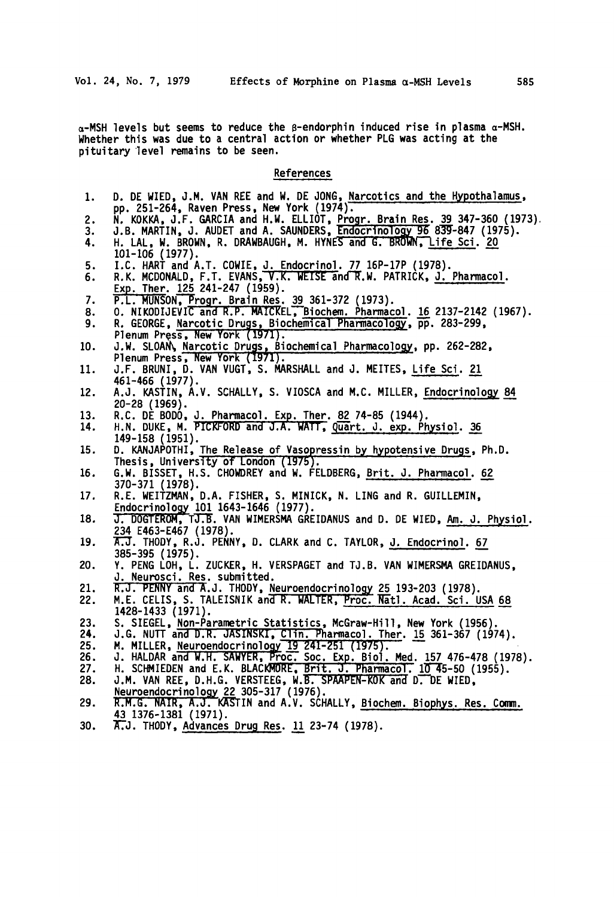α-MSH levels but seems to reduce the β-endorphin induced rise in plasma α-MSH. Whether this was due to a central action or whether PLG was acting at the pituitary level remains to be seen.

## References

1. D. DE WIED, J.M. VAN REE and W. DE JONG, Narcotics and the Hypothalamus, pp. 251-264, Raven Press, New York (1974).
2. N. KOKKA, J.F. GARCIA and H.W. ELLIOT, Progr. Brain Res. 39 347-360 (1973).
3. J.B. MARTIN, J. AUDET and A. SAUNDERS, Endocrinology 96 839-847 (1975).
4. H. LAL, W. BROWN, R. DRAWBAUGH, M. HYNES and G. BROWN, Life Sci. 20 101-106 (1977).
5. I.C. HART and A.T. COWIE, J. Endocrinol. 77 16P-17P (1978).
6. R.K. MCDONALD, F.T. EVANS, V.K. WEISE and R.W. PATRICK, J. Pharmacol. Exp. Ther. 125 241-247 (1959).
7. P.L. MUNSON, Progr. Brain Res. 39 361-372 (1973).
8. O. NIKODIJEVIC and R.P. MAICKEL, Biochem. Pharmacol. 16 2137-2142 (1967).
9. R. GEORGE, Narcotic Drugs, Biochemical Pharmacology, pp. 283-299, Plenum Press, New York (1971).
10. J.W. SLOAN, Narcotic Drugs, Biochemical Pharmacology, pp. 262-282, Plenum Press, New York (1971).
11. J.F. BRUNI, D. VAN VUGT, S. MARSHALL and J. MEITES, Life Sci. 21 461-466 (1977).
12. A.J. KASTIN, A.V. SCHALLY, S. VIOSCA and M.C. MILLER, Endocrinology 84 20-28 (1969).
13. R.C. DE BODO, J. Pharmacol. Exp. Ther. 82 74-85 (1944).
14. H.N. DUKE, M. PICKFORD and J.A. WATT, Quart. J. exp. Physiol. 36 149-158 (1951).
15. D. KANJAPOTHI, The Release of Vasopressin by hypotensive Drugs, Ph.D. Thesis, University of London (1975).
16. G.W. BISSET, H.S. CHOWDREY and W. FELDBERG, Brit. J. Pharmacol. 62 370-371 (1978).
17. R.E. WEITZMAN, D.A. FISHER, S. MINICK, N. LING and R. GUILLEMIN, Endocrinology 101 1643-1646 (1977).
18. J. DOGTEROM, TJ.B. VAN WIMERSMA GREIDANUS and D. DE WIED, Am. J. Physiol. 234 E463-E467 (1978).
19. A.J. THODY, R.J. PENNY, D. CLARK and C. TAYLOR, J. Endocrinol. 67 385-395 (1975).
20. Y. PENG LOH, L. ZUCKER, H. VERSPAGET and TJ.B. VAN WIMERSMA GREIDANUS, J. Neurosci. Res. submitted.
21. R.J. PENNY and A.J. THODY, Neuroendocrinology 25 193-203 (1978).
22. M.E. CELIS, S. TALEISNIK and R. WALTER, Proc. Natl. Acad. Sci. USA 68 1428-1433 (1971).
23. S. SIEGEL, Non-Parametric Statistics, McGraw-Hill, New York (1956).
24. J.G. NUTT and D.R. JASINSKI, Clin. Pharmacol. Ther. 15 361-367 (1974).
25. M. MILLER, Neuroendocrinology 19 241-251 (1975).
26. J. HALDAR and W.H. SAWYER, Proc. Soc. Exp. Biol. Med. 157 476-478 (1978).
27. H. SCHMIEDEN and E.K. BLACKMORE, Brit. J. Pharmacol. 10 45-50 (1955).
28. J.M. VAN REE, D.H.G. VERSTEEG, W.B. SPAAPEN-KOK and D. DE WIED, Neuroendocrinology 22 305-317 (1976).
29. R.M.G. NAIR, A.J. KASTIN and A.V. SCHALLY, Biochem. Biophys. Res. Comm. 43 1376-1381 (1971).
30. A.J. THODY, Advances Drug Res. 11 23-74 (1978).